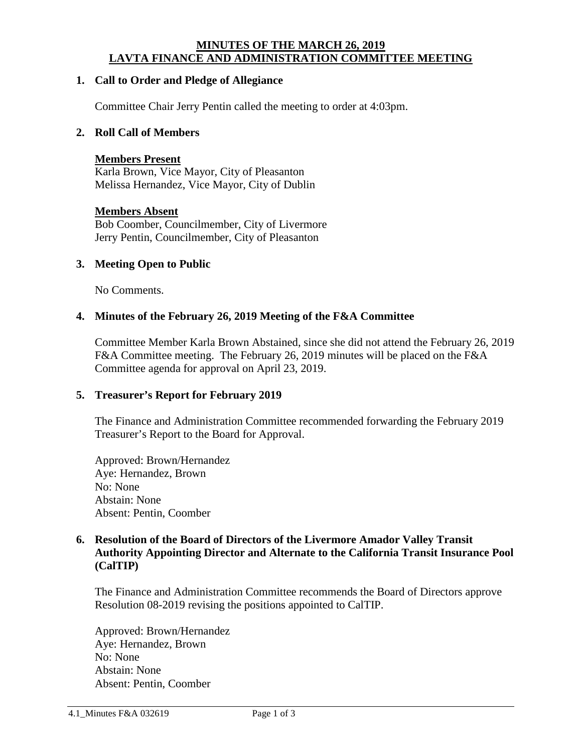# MINUTES OF THE MARCH 26, 2019 LAVTA FINANCE AND ADMINISTRATION COMMITTEE MEETING

## 1. Call to Order and Pledge of Allegiance

Committee Chair Jerry Pentin called the meeting to order at 4:03pm.

## 2. Roll Call of Members

**Members Present**
Karla Brown, Vice Mayor, City of Pleasanton
Melissa Hernandez, Vice Mayor, City of Dublin

**Members Absent**
Bob Coomber, Councilmember, City of Livermore
Jerry Pentin, Councilmember, City of Pleasanton

## 3. Meeting Open to Public

No Comments.

## 4. Minutes of the February 26, 2019 Meeting of the F&A Committee

Committee Member Karla Brown Abstained, since she did not attend the February 26, 2019 F&A Committee meeting. The February 26, 2019 minutes will be placed on the F&A Committee agenda for approval on April 23, 2019.

## 5. Treasurer's Report for February 2019

The Finance and Administration Committee recommended forwarding the February 2019 Treasurer's Report to the Board for Approval.

Approved: Brown/Hernandez
Aye: Hernandez, Brown
No: None
Abstain: None
Absent: Pentin, Coomber

## 6. Resolution of the Board of Directors of the Livermore Amador Valley Transit Authority Appointing Director and Alternate to the California Transit Insurance Pool (CalTIP)

The Finance and Administration Committee recommends the Board of Directors approve Resolution 08-2019 revising the positions appointed to CalTIP.

Approved: Brown/Hernandez
Aye: Hernandez, Brown
No: None
Abstain: None
Absent: Pentin, Coomber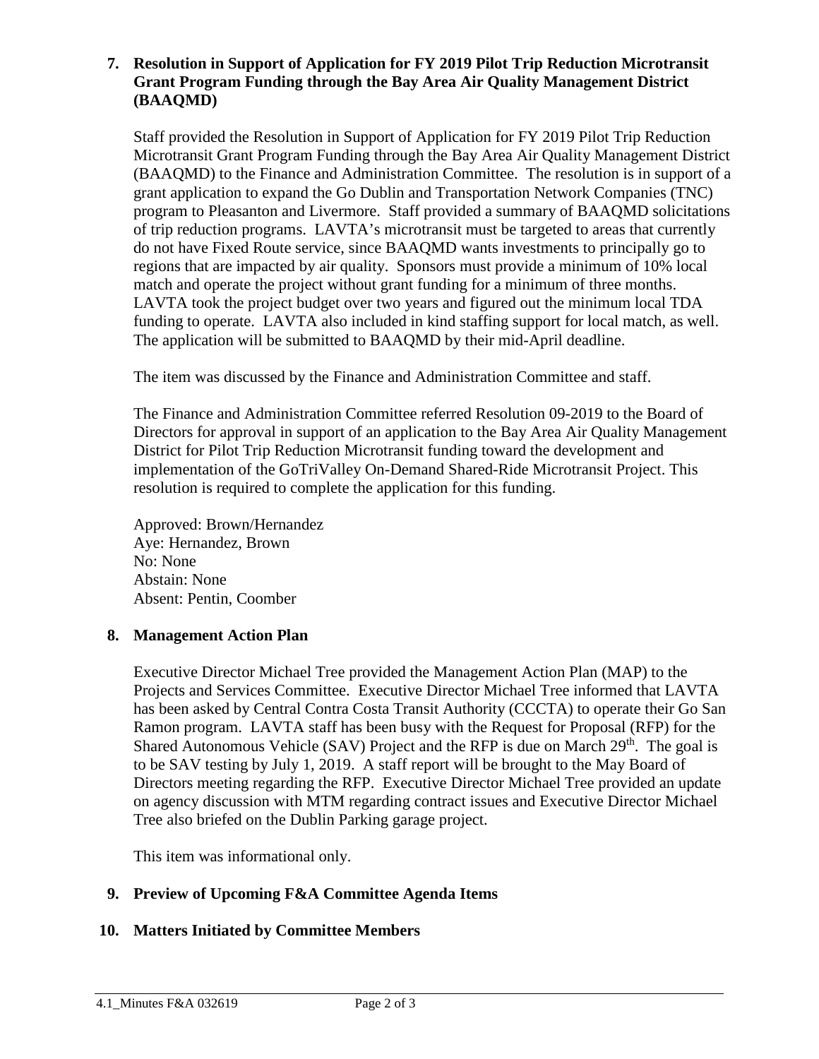**7. Resolution in Support of Application for FY 2019 Pilot Trip Reduction Microtransit Grant Program Funding through the Bay Area Air Quality Management District (BAAQMD)**

Staff provided the Resolution in Support of Application for FY 2019 Pilot Trip Reduction Microtransit Grant Program Funding through the Bay Area Air Quality Management District (BAAQMD) to the Finance and Administration Committee. The resolution is in support of a grant application to expand the Go Dublin and Transportation Network Companies (TNC) program to Pleasanton and Livermore. Staff provided a summary of BAAQMD solicitations of trip reduction programs. LAVTA's microtransit must be targeted to areas that currently do not have Fixed Route service, since BAAQMD wants investments to principally go to regions that are impacted by air quality. Sponsors must provide a minimum of 10% local match and operate the project without grant funding for a minimum of three months. LAVTA took the project budget over two years and figured out the minimum local TDA funding to operate. LAVTA also included in kind staffing support for local match, as well. The application will be submitted to BAAQMD by their mid-April deadline.

The item was discussed by the Finance and Administration Committee and staff.

The Finance and Administration Committee referred Resolution 09-2019 to the Board of Directors for approval in support of an application to the Bay Area Air Quality Management District for Pilot Trip Reduction Microtransit funding toward the development and implementation of the GoTriValley On-Demand Shared-Ride Microtransit Project. This resolution is required to complete the application for this funding.

Approved: Brown/Hernandez
Aye: Hernandez, Brown
No: None
Abstain: None
Absent: Pentin, Coomber

**8. Management Action Plan**

Executive Director Michael Tree provided the Management Action Plan (MAP) to the Projects and Services Committee. Executive Director Michael Tree informed that LAVTA has been asked by Central Contra Costa Transit Authority (CCCTA) to operate their Go San Ramon program. LAVTA staff has been busy with the Request for Proposal (RFP) for the Shared Autonomous Vehicle (SAV) Project and the RFP is due on March 29th. The goal is to be SAV testing by July 1, 2019. A staff report will be brought to the May Board of Directors meeting regarding the RFP. Executive Director Michael Tree provided an update on agency discussion with MTM regarding contract issues and Executive Director Michael Tree also briefed on the Dublin Parking garage project.

This item was informational only.

**9. Preview of Upcoming F&A Committee Agenda Items**

**10. Matters Initiated by Committee Members**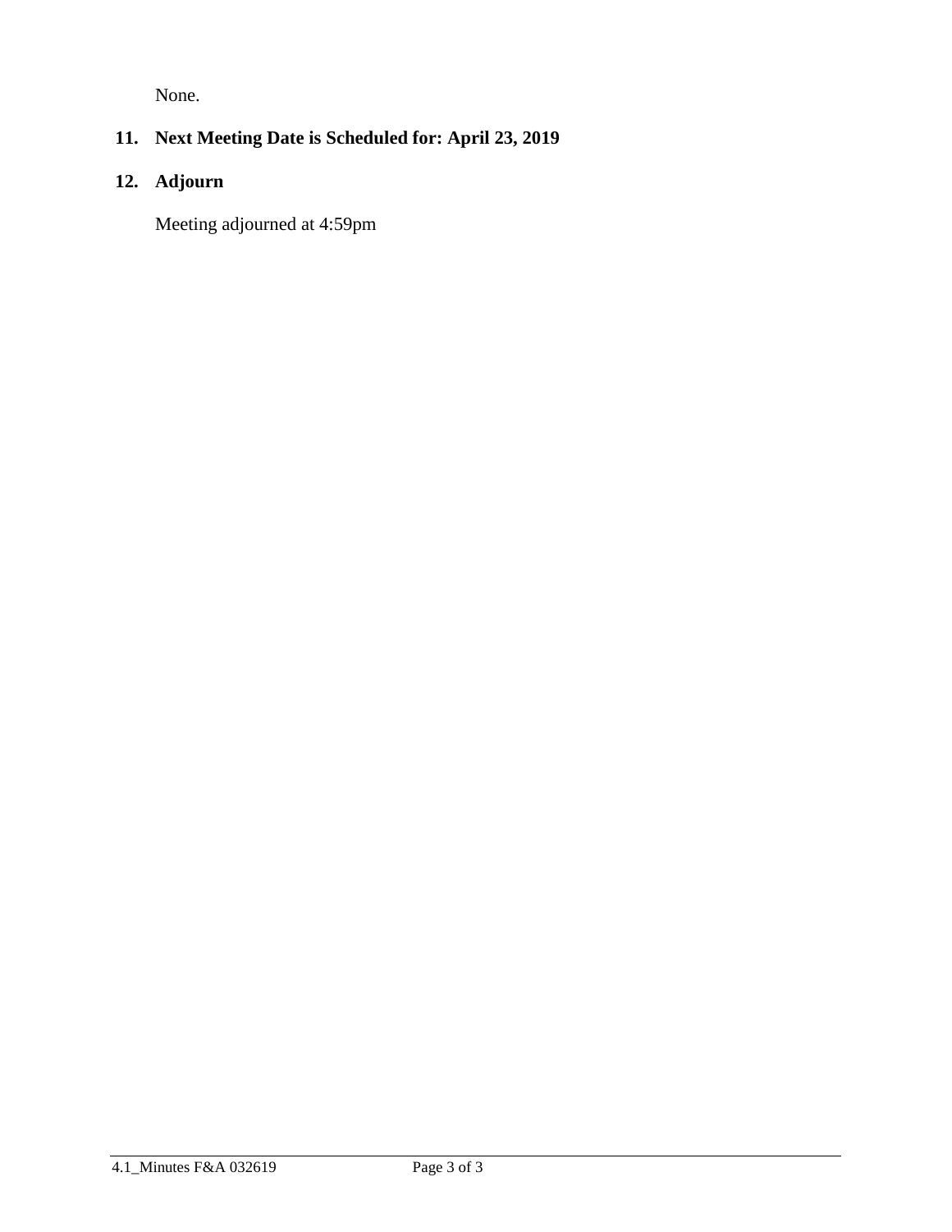None.

**11. Next Meeting Date is Scheduled for: April 23, 2019**

**12. Adjourn**

Meeting adjourned at 4:59pm